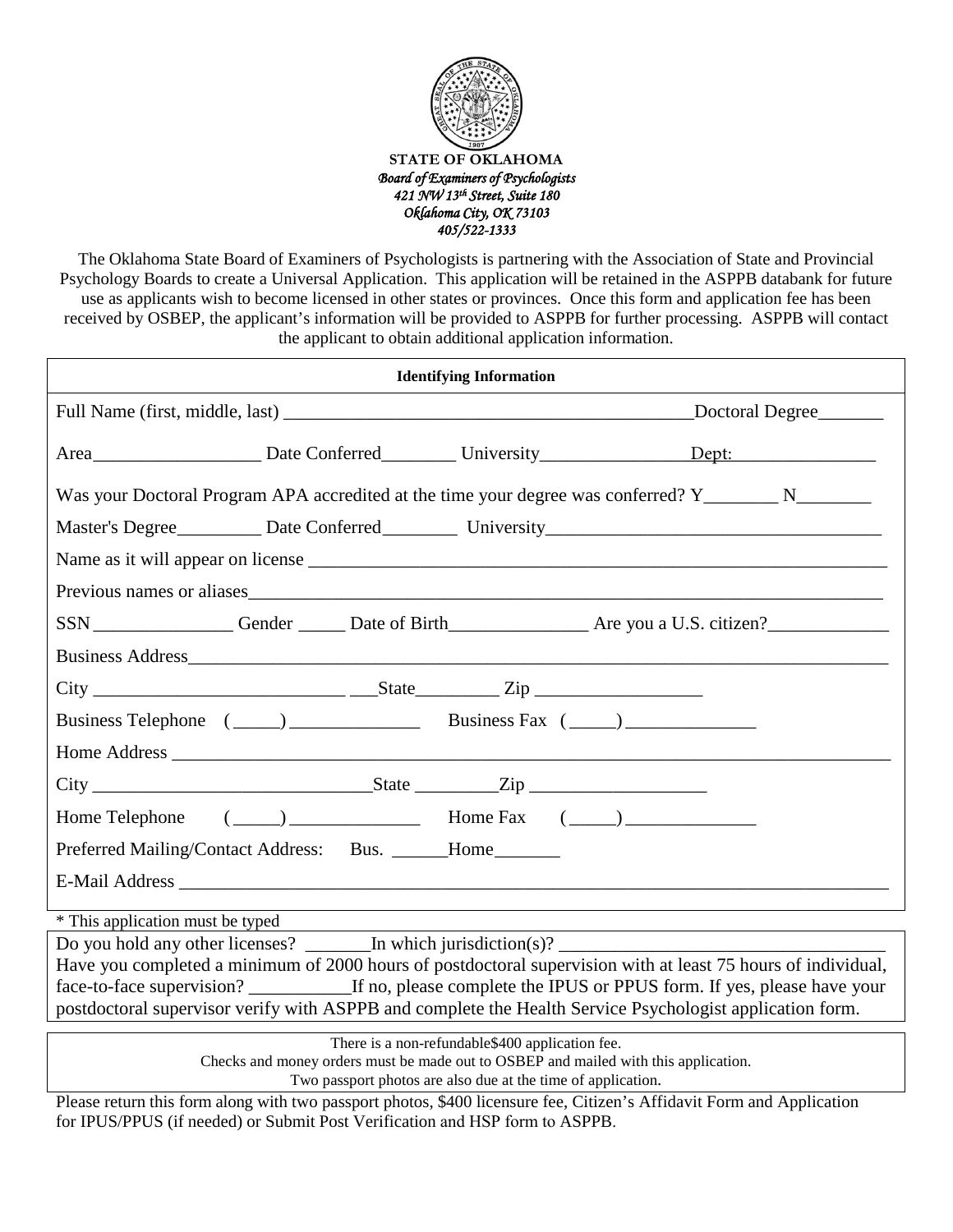**STATE OF OKLAHOMA**
*Board of Examiners of Psychologists*
*421 NW 13th Street, Suite 180*
*Oklahoma City, OK 73103*
*405/522-1333*

The Oklahoma State Board of Examiners of Psychologists is partnering with the Association of State and Provincial Psychology Boards to create a Universal Application. This application will be retained in the ASPPB databank for future use as applicants wish to become licensed in other states or provinces. Once this form and application fee has been received by OSBEP, the applicant's information will be provided to ASPPB for further processing. ASPPB will contact the applicant to obtain additional application information.

**Identifying Information**

Full Name (first, middle, last) _____________________________________________ Doctoral Degree_______

Area__________________ Date Conferred________ University________________ Dept:________________

Was your Doctoral Program APA accredited at the time your degree was conferred? Y________ N________

Master's Degree_________ Date Conferred________ University___________________________________

Name as it will appear on license _______________________________________________________________

Previous names or aliases_____________________________________________________________________

SSN _______________ Gender _____ Date of Birth_______________ Are you a U.S. citizen?_____________

Business Address_____________________________________________________________________________

City ___________________________ ___State_________ Zip __________________

Business Telephone (_____) ______________ Business Fax (_____) ______________

Home Address _______________________________________________________________________________

City _____________________________State _________Zip ___________________

Home Telephone (_____) ______________ Home Fax (_____) ______________

Preferred Mailing/Contact Address: Bus. ______Home_______

E-Mail Address _______________________________________________________________________________

\* This application must be typed

Do you hold any other licenses? _______In which jurisdiction(s)? __________________________________

Have you completed a minimum of 2000 hours of postdoctoral supervision with at least 75 hours of individual, face-to-face supervision? ___________If no, please complete the IPUS or PPUS form. If yes, please have your postdoctoral supervisor verify with ASPPB and complete the Health Service Psychologist application form.

There is a non-refundable$400 application fee.
Checks and money orders must be made out to OSBEP and mailed with this application.
Two passport photos are also due at the time of application.

Please return this form along with two passport photos, $400 licensure fee, Citizen's Affidavit Form and Application for IPUS/PPUS (if needed) or Submit Post Verification and HSP form to ASPPB.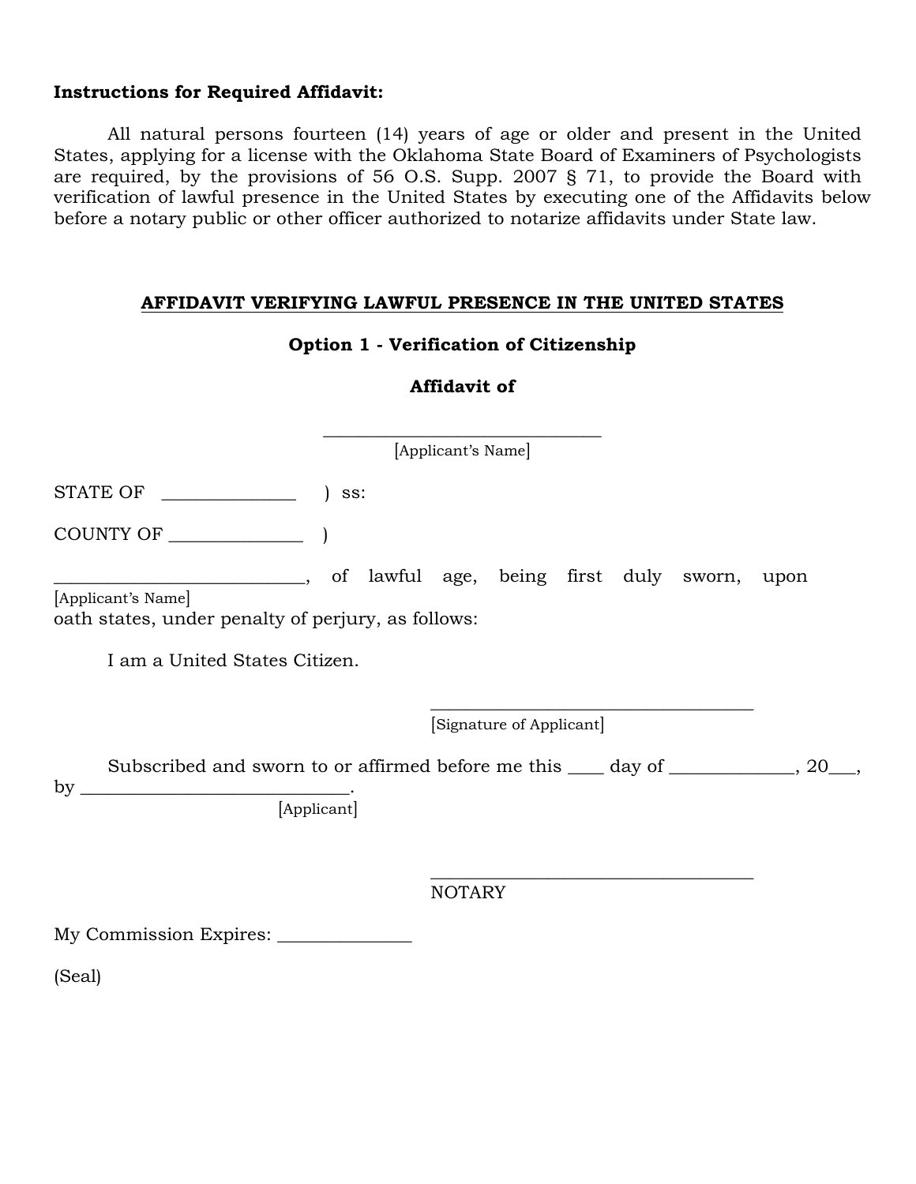**Instructions for Required Affidavit:**

All natural persons fourteen (14) years of age or older and present in the United States, applying for a license with the Oklahoma State Board of Examiners of Psychologists are required, by the provisions of 56 O.S. Supp. 2007 § 71, to provide the Board with verification of lawful presence in the United States by executing one of the Affidavits below before a notary public or other officer authorized to notarize affidavits under State law.

**AFFIDAVIT VERIFYING LAWFUL PRESENCE IN THE UNITED STATES**

**Option 1 - Verification of Citizenship**

**Affidavit of**

______________________________
[Applicant's Name]

STATE OF ______________ ) ss:

COUNTY OF ______________ )

__________________________, of lawful age, being first duly sworn, upon
[Applicant's Name]
oath states, under penalty of perjury, as follows:

I am a United States Citizen.

___________________________________
[Signature of Applicant]

Subscribed and sworn to or affirmed before me this ____ day of _____________, 20___, by ____________________________.
[Applicant]

___________________________________
NOTARY

My Commission Expires: ______________

(Seal)